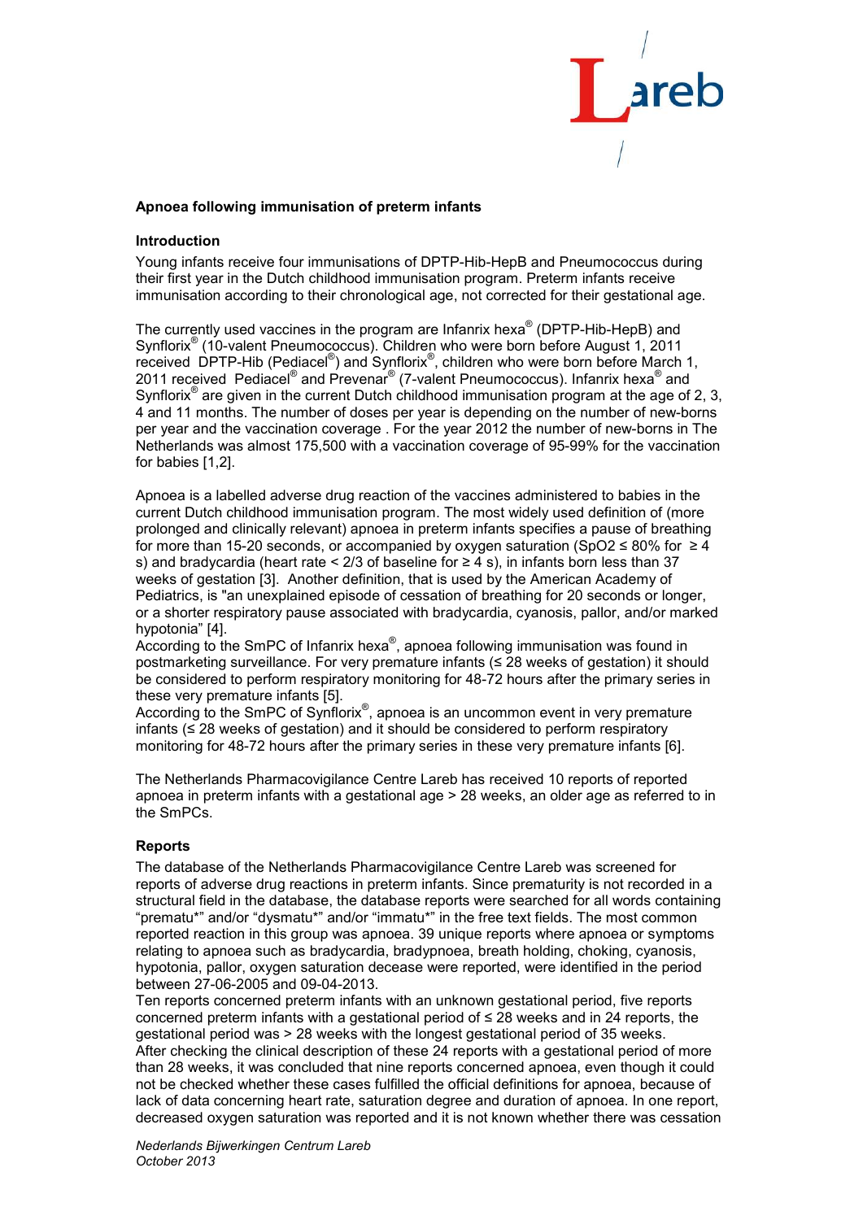## Apnoea following immunisation of preterm infants

### Introduction

Young infants receive four immunisations of DPTP-Hib-HepB and Pneumococcus during their first year in the Dutch childhood immunisation program. Preterm infants receive immunisation according to their chronological age, not corrected for their gestational age.

The currently used vaccines in the program are Infanrix hexa® (DPTP-Hib-HepB) and Synflorix® (10-valent Pneumococcus). Children who were born before August 1, 2011 received DPTP-Hib (Pediacel®) and Synflorix®, children who were born before March 1, 2011 received Pediacel® and Prevenar® (7-valent Pneumococcus). Infanrix hexa® and Synflorix® are given in the current Dutch childhood immunisation program at the age of 2, 3, 4 and 11 months. The number of doses per year is depending on the number of new-borns per year and the vaccination coverage . For the year 2012 the number of new-borns in The Netherlands was almost 175,500 with a vaccination coverage of 95-99% for the vaccination for babies [1,2].

Apnoea is a labelled adverse drug reaction of the vaccines administered to babies in the current Dutch childhood immunisation program. The most widely used definition of (more prolonged and clinically relevant) apnoea in preterm infants specifies a pause of breathing for more than 15-20 seconds, or accompanied by oxygen saturation ($SpO_2 \leq 80\%$ for $\geq 4$ s) and bradycardia (heart rate < 2/3 of baseline for $\geq 4$ s), in infants born less than 37 weeks of gestation [3]. Another definition, that is used by the American Academy of Pediatrics, is "an unexplained episode of cessation of breathing for 20 seconds or longer, or a shorter respiratory pause associated with bradycardia, cyanosis, pallor, and/or marked hypotonia" [4].

According to the SmPC of Infanrix hexa®, apnoea following immunisation was found in postmarketing surveillance. For very premature infants (≤ 28 weeks of gestation) it should be considered to perform respiratory monitoring for 48-72 hours after the primary series in these very premature infants [5].

According to the SmPC of Synflorix®, apnoea is an uncommon event in very premature infants (≤ 28 weeks of gestation) and it should be considered to perform respiratory monitoring for 48-72 hours after the primary series in these very premature infants [6].

The Netherlands Pharmacovigilance Centre Lareb has received 10 reports of reported apnoea in preterm infants with a gestational age > 28 weeks, an older age as referred to in the SmPCs.

### Reports

The database of the Netherlands Pharmacovigilance Centre Lareb was screened for reports of adverse drug reactions in preterm infants. Since prematurity is not recorded in a structural field in the database, the database reports were searched for all words containing "prematu*" and/or "dysmatu*" and/or "immatu*" in the free text fields. The most common reported reaction in this group was apnoea. 39 unique reports where apnoea or symptoms relating to apnoea such as bradycardia, bradypnoea, breath holding, choking, cyanosis, hypotonia, pallor, oxygen saturation decease were reported, were identified in the period between 27-06-2005 and 09-04-2013.

Ten reports concerned preterm infants with an unknown gestational period, five reports concerned preterm infants with a gestational period of ≤ 28 weeks and in 24 reports, the gestational period was > 28 weeks with the longest gestational period of 35 weeks.

After checking the clinical description of these 24 reports with a gestational period of more than 28 weeks, it was concluded that nine reports concerned apnoea, even though it could not be checked whether these cases fulfilled the official definitions for apnoea, because of lack of data concerning heart rate, saturation degree and duration of apnoea. In one report, decreased oxygen saturation was reported and it is not known whether there was cessation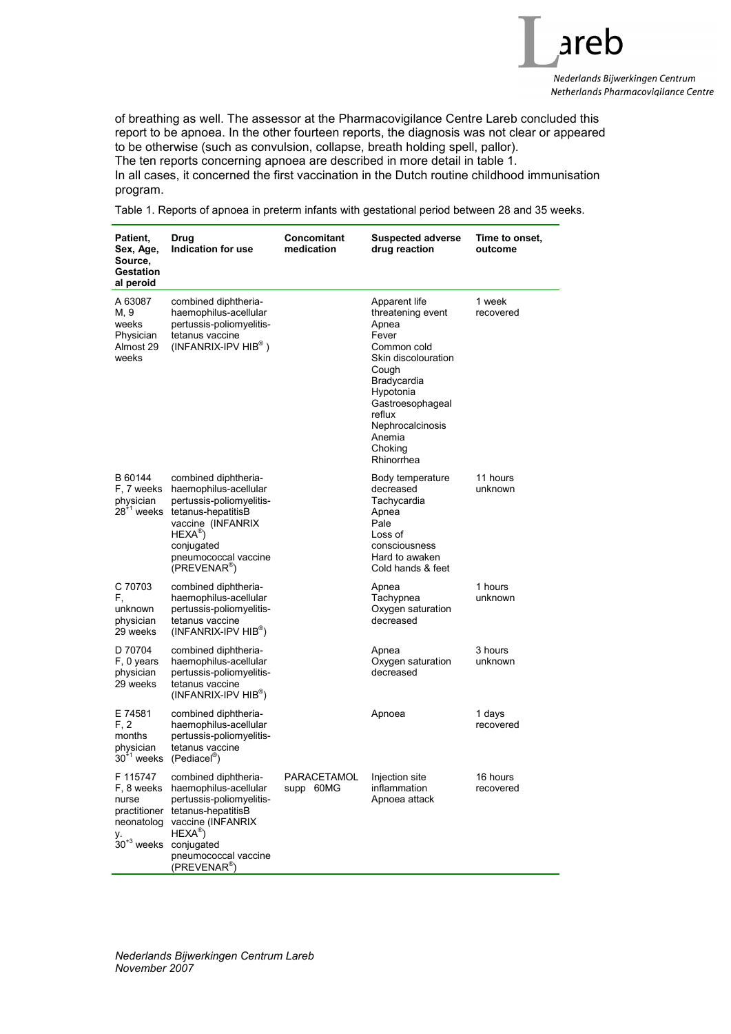of breathing as well. The assessor at the Pharmacovigilance Centre Lareb concluded this report to be apnoea. In the other fourteen reports, the diagnosis was not clear or appeared to be otherwise (such as convulsion, collapse, breath holding spell, pallor).
The ten reports concerning apnoea are described in more detail in table 1.
In all cases, it concerned the first vaccination in the Dutch routine childhood immunisation program.

Table 1. Reports of apnoea in preterm infants with gestational period between 28 and 35 weeks.

| Patient, Sex, Age, Source, Gestational peroid | Drug Indication for use | Concomitant medication | Suspected adverse drug reaction | Time to onset, outcome |
|---|---|---|---|---|
| A 63087 M, 9 weeks Physician Almost 29 weeks | combined diphtheria-haemophilus-acellular pertussis-poliomyelitis-tetanus vaccine (INFANRIX-IPV HIB®) | | Apparent life threatening event Apnea Fever Common cold Skin discolouration Cough Bradycardia Hypotonia Gastroesophageal reflux Nephrocalcinosis Anemia Choking Rhinorrhea | 1 week recovered |
| B 60144 F, 7 weeks physician $28^{+1}$ weeks | combined diphtheria-haemophilus-acellular pertussis-poliomyelitis-tetanus-hepatitisB vaccine (INFANRIX HEXA®) conjugated pneumococcal vaccine (PREVENAR®) | | Body temperature decreased Tachycardia Apnea Pale Loss of consciousness Hard to awaken Cold hands & feet | 11 hours unknown |
| C 70703 F, unknown physician 29 weeks | combined diphtheria-haemophilus-acellular pertussis-poliomyelitis-tetanus vaccine (INFANRIX-IPV HIB®) | | Apnea Tachypnea Oxygen saturation decreased | 1 hours unknown |
| D 70704 F, 0 years physician 29 weeks | combined diphtheria-haemophilus-acellular pertussis-poliomyelitis-tetanus vaccine (INFANRIX-IPV HIB®) | | Apnea Oxygen saturation decreased | 3 hours unknown |
| E 74581 F, 2 months physician $30^{+1}$ weeks | combined diphtheria-haemophilus-acellular pertussis-poliomyelitis-tetanus vaccine (Pediacel®) | | Apnoea | 1 days recovered |
| F 115747 F, 8 weeks nurse practitioner neonatology. $30^{+3}$ weeks | combined diphtheria-haemophilus-acellular pertussis-poliomyelitis-tetanus-hepatitisB vaccine (INFANRIX HEXA®) conjugated pneumococcal vaccine (PREVENAR®) | PARACETAMOL supp 60MG | Injection site inflammation Apnoea attack | 16 hours recovered |

*Nederlands Bijwerkingen Centrum Lareb*
*November 2007*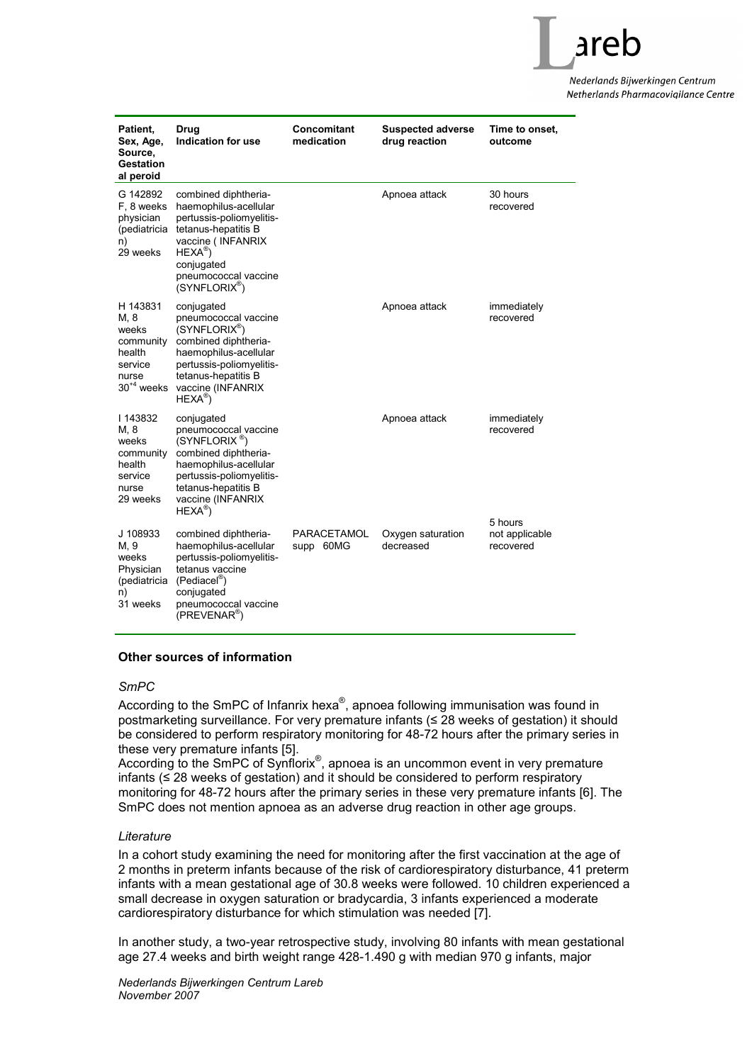| Patient, Sex, Age, Source, Gestational peroid | Drug Indication for use | Concomitant medication | Suspected adverse drug reaction | Time to onset, outcome |
|---|---|---|---|---|
| G 142892 F, 8 weeks physician (pediatrician) 29 weeks | combined diphtheria-haemophilus-acellular pertussis-poliomyelitis-tetanus-hepatitis B vaccine ( INFANRIX HEXA®) conjugated pneumococcal vaccine (SYNFLORIX®) | | Apnoea attack | 30 hours recovered |
| H 143831 M, 8 weeks community health service nurse 30[+4] weeks | conjugated pneumococcal vaccine (SYNFLORIX®) combined diphtheria-haemophilus-acellular pertussis-poliomyelitis-tetanus-hepatitis B vaccine (INFANRIX HEXA®) | | Apnoea attack | immediately recovered |
| I 143832 M, 8 weeks community health service nurse 29 weeks | conjugated pneumococcal vaccine (SYNFLORIX ®) combined diphtheria-haemophilus-acellular pertussis-poliomyelitis-tetanus-hepatitis B vaccine (INFANRIX HEXA®) | | Apnoea attack | immediately recovered |
| J 108933 M, 9 weeks Physician (pediatrician) 31 weeks | combined diphtheria-haemophilus-acellular pertussis-poliomyelitis-tetanus vaccine (Pediacel®) conjugated pneumococcal vaccine (PREVENAR®) | PARACETAMOL supp 60MG | Oxygen saturation decreased | 5 hours not applicable recovered |

**Other sources of information**

*SmPC*

According to the SmPC of Infanrix hexa®, apnoea following immunisation was found in postmarketing surveillance. For very premature infants (≤ 28 weeks of gestation) it should be considered to perform respiratory monitoring for 48-72 hours after the primary series in these very premature infants [5].
According to the SmPC of Synflorix®, apnoea is an uncommon event in very premature infants (≤ 28 weeks of gestation) and it should be considered to perform respiratory monitoring for 48-72 hours after the primary series in these very premature infants [6]. The SmPC does not mention apnoea as an adverse drug reaction in other age groups.

*Literature*

In a cohort study examining the need for monitoring after the first vaccination at the age of 2 months in preterm infants because of the risk of cardiorespiratory disturbance, 41 preterm infants with a mean gestational age of 30.8 weeks were followed. 10 children experienced a small decrease in oxygen saturation or bradycardia, 3 infants experienced a moderate cardiorespiratory disturbance for which stimulation was needed [7].

In another study, a two-year retrospective study, involving 80 infants with mean gestational age 27.4 weeks and birth weight range 428-1.490 g with median 970 g infants, major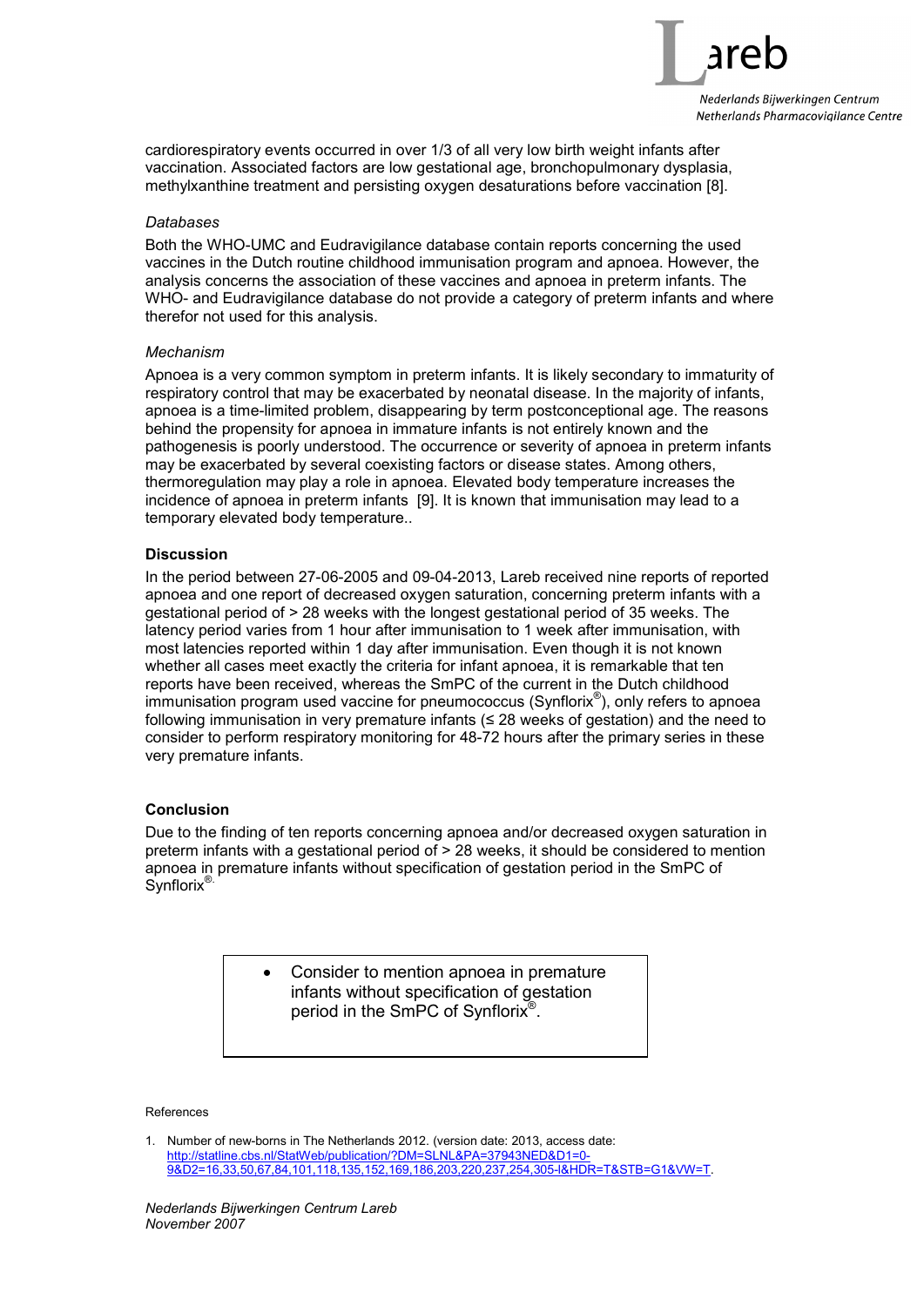cardiorespiratory events occurred in over 1/3 of all very low birth weight infants after vaccination. Associated factors are low gestational age, bronchopulmonary dysplasia, methylxanthine treatment and persisting oxygen desaturations before vaccination [8].

*Databases*

Both the WHO-UMC and Eudravigilance database contain reports concerning the used vaccines in the Dutch routine childhood immunisation program and apnoea. However, the analysis concerns the association of these vaccines and apnoea in preterm infants. The WHO- and Eudravigilance database do not provide a category of preterm infants and where therefor not used for this analysis.

*Mechanism*

Apnoea is a very common symptom in preterm infants. It is likely secondary to immaturity of respiratory control that may be exacerbated by neonatal disease. In the majority of infants, apnoea is a time-limited problem, disappearing by term postconceptional age. The reasons behind the propensity for apnoea in immature infants is not entirely known and the pathogenesis is poorly understood. The occurrence or severity of apnoea in preterm infants may be exacerbated by several coexisting factors or disease states. Among others, thermoregulation may play a role in apnoea. Elevated body temperature increases the incidence of apnoea in preterm infants [9]. It is known that immunisation may lead to a temporary elevated body temperature..

**Discussion**

In the period between 27-06-2005 and 09-04-2013, Lareb received nine reports of reported apnoea and one report of decreased oxygen saturation, concerning preterm infants with a gestational period of > 28 weeks with the longest gestational period of 35 weeks. The latency period varies from 1 hour after immunisation to 1 week after immunisation, with most latencies reported within 1 day after immunisation. Even though it is not known whether all cases meet exactly the criteria for infant apnoea, it is remarkable that ten reports have been received, whereas the SmPC of the current in the Dutch childhood immunisation program used vaccine for pneumococcus (Synflorix®), only refers to apnoea following immunisation in very premature infants (≤ 28 weeks of gestation) and the need to consider to perform respiratory monitoring for 48-72 hours after the primary series in these very premature infants.

**Conclusion**

Due to the finding of ten reports concerning apnoea and/or decreased oxygen saturation in preterm infants with a gestational period of > 28 weeks, it should be considered to mention apnoea in premature infants without specification of gestation period in the SmPC of Synflorix®.

- Consider to mention apnoea in premature infants without specification of gestation period in the SmPC of Synflorix®.

References

1. Number of new-borns in The Netherlands 2012. (version date: 2013, access date: http://statline.cbs.nl/StatWeb/publication/?DM=SLNL&PA=37943NED&D1=0-9&D2=16,33,50,67,84,101,118,135,152,169,186,203,220,237,254,305-l&HDR=T&STB=G1&VW=T.

*Nederlands Bijwerkingen Centrum Lareb*
*November 2007*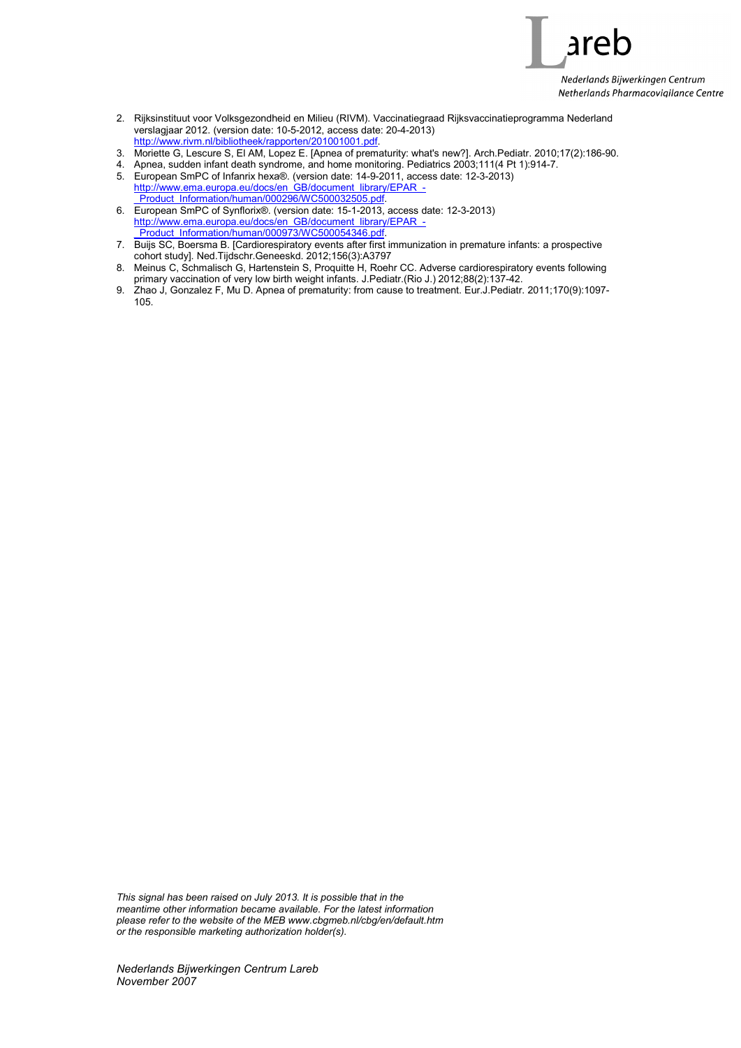2. Rijksinstituut voor Volksgezondheid en Milieu (RIVM). Vaccinatiegraad Rijksvaccinatieprogramma Nederland verslagjaar 2012. (version date: 10-5-2012, access date: 20-4-2013) http://www.rivm.nl/bibliotheek/rapporten/201001001.pdf.
3. Moriette G, Lescure S, El AM, Lopez E. [Apnea of prematurity: what's new?]. Arch.Pediatr. 2010;17(2):186-90.
4. Apnea, sudden infant death syndrome, and home monitoring. Pediatrics 2003;111(4 Pt 1):914-7.
5. European SmPC of Infanrix hexa®. (version date: 14-9-2011, access date: 12-3-2013) http://www.ema.europa.eu/docs/en_GB/document_library/EPAR_-_Product_Information/human/000296/WC500032505.pdf.
6. European SmPC of Synflorix®. (version date: 15-1-2013, access date: 12-3-2013) http://www.ema.europa.eu/docs/en_GB/document_library/EPAR_-_Product_Information/human/000973/WC500054346.pdf.
7. Buijs SC, Boersma B. [Cardiorespiratory events after first immunization in premature infants: a prospective cohort study]. Ned.Tijdschr.Geneeskd. 2012;156(3):A3797
8. Meinus C, Schmalisch G, Hartenstein S, Proquitte H, Roehr CC. Adverse cardiorespiratory events following primary vaccination of very low birth weight infants. J.Pediatr.(Rio J.) 2012;88(2):137-42.
9. Zhao J, Gonzalez F, Mu D. Apnea of prematurity: from cause to treatment. Eur.J.Pediatr. 2011;170(9):1097-105.

*This signal has been raised on July 2013. It is possible that in the meantime other information became available. For the latest information please refer to the website of the MEB www.cbgmeb.nl/cbg/en/default.htm or the responsible marketing authorization holder(s).*